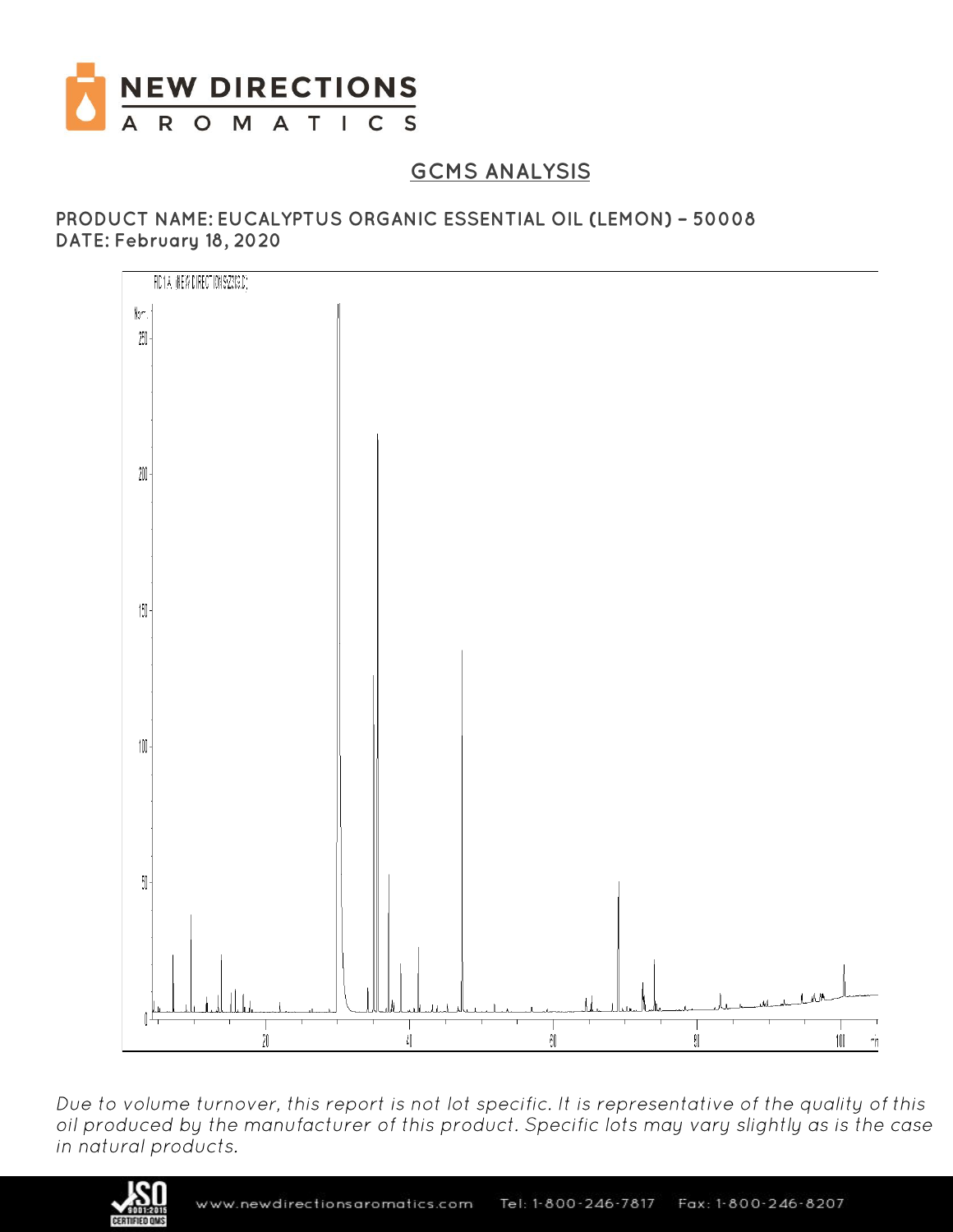# NEW DIRECTIONS AROMATICS

## GCMS ANALYSIS

**PRODUCT NAME: EUCALYPTUS ORGANIC ESSENTIAL OIL (LEMON) – 50008**
**DATE: February 18, 2020**

*Due to volume turnover, this report is not lot specific. It is representative of the quality of this oil produced by the manufacturer of this product. Specific lots may vary slightly as is the case in natural products.*

www.newdirectionsaromatics.com Tel: 1-800-246-7817 Fax: 1-800-246-8207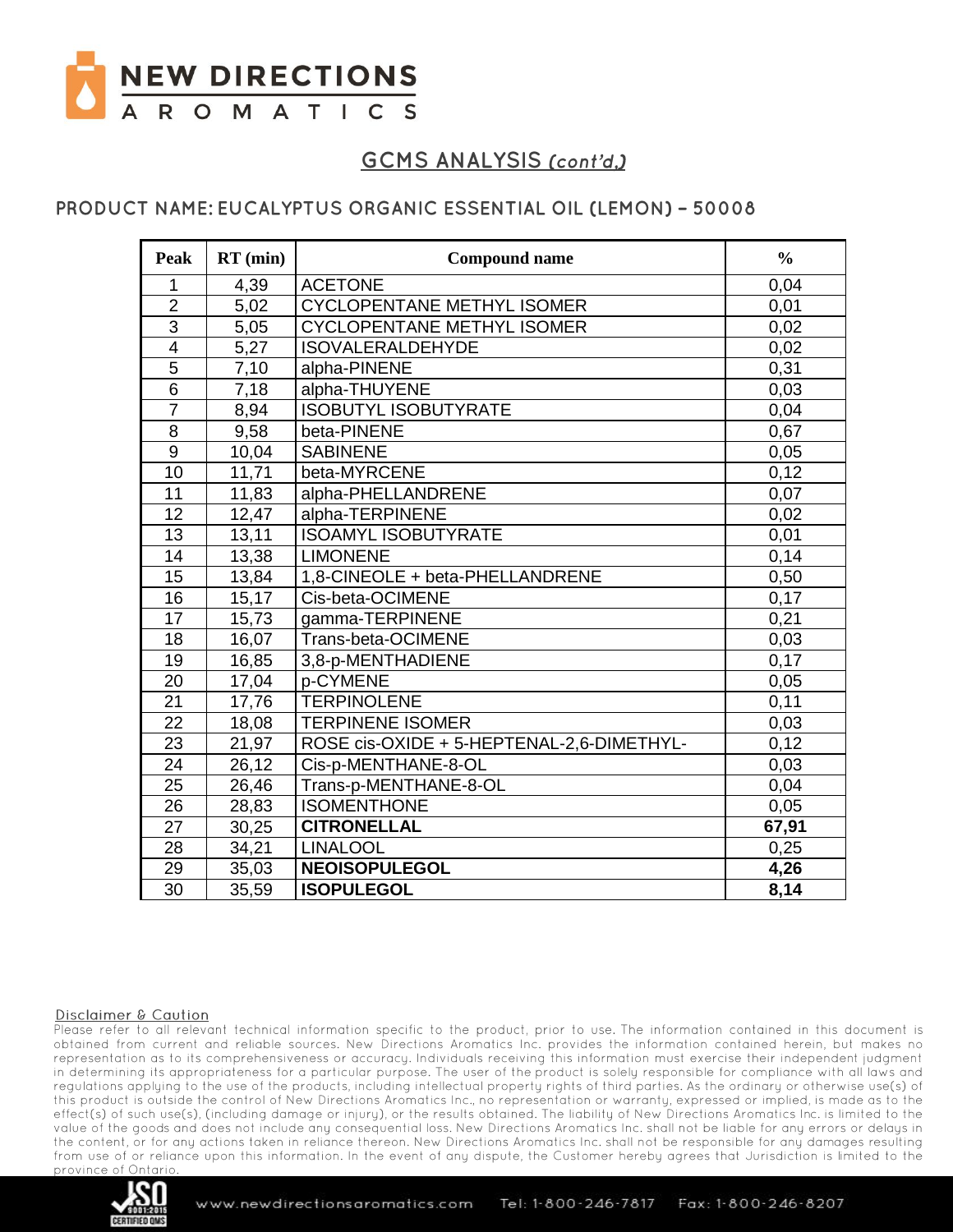# GCMS ANALYSIS *(cont'd.)*

## PRODUCT NAME: EUCALYPTUS ORGANIC ESSENTIAL OIL (LEMON) – 50008

| Peak | RT (min) | Compound name | % |
|---|---|---|---|
| 1 | 4,39 | ACETONE | 0,04 |
| 2 | 5,02 | CYCLOPENTANE METHYL ISOMER | 0,01 |
| 3 | 5,05 | CYCLOPENTANE METHYL ISOMER | 0,02 |
| 4 | 5,27 | ISOVALERALDEHYDE | 0,02 |
| 5 | 7,10 | alpha-PINENE | 0,31 |
| 6 | 7,18 | alpha-THUYENE | 0,03 |
| 7 | 8,94 | ISOBUTYL ISOBUTYRATE | 0,04 |
| 8 | 9,58 | beta-PINENE | 0,67 |
| 9 | 10,04 | SABINENE | 0,05 |
| 10 | 11,71 | beta-MYRCENE | 0,12 |
| 11 | 11,83 | alpha-PHELLANDRENE | 0,07 |
| 12 | 12,47 | alpha-TERPINENE | 0,02 |
| 13 | 13,11 | ISOAMYL ISOBUTYRATE | 0,01 |
| 14 | 13,38 | LIMONENE | 0,14 |
| 15 | 13,84 | 1,8-CINEOLE + beta-PHELLANDRENE | 0,50 |
| 16 | 15,17 | Cis-beta-OCIMENE | 0,17 |
| 17 | 15,73 | gamma-TERPINENE | 0,21 |
| 18 | 16,07 | Trans-beta-OCIMENE | 0,03 |
| 19 | 16,85 | 3,8-p-MENTHADIENE | 0,17 |
| 20 | 17,04 | p-CYMENE | 0,05 |
| 21 | 17,76 | TERPINOLENE | 0,11 |
| 22 | 18,08 | TERPINENE ISOMER | 0,03 |
| 23 | 21,97 | ROSE cis-OXIDE + 5-HEPTENAL-2,6-DIMETHYL- | 0,12 |
| 24 | 26,12 | Cis-p-MENTHANE-8-OL | 0,03 |
| 25 | 26,46 | Trans-p-MENTHANE-8-OL | 0,04 |
| 26 | 28,83 | ISOMENTHONE | 0,05 |
| 27 | 30,25 | **CITRONELLAL** | **67,91** |
| 28 | 34,21 | LINALOOL | 0,25 |
| 29 | 35,03 | **NEOISOPULEGOL** | **4,26** |
| 30 | 35,59 | **ISOPULEGOL** | **8,14** |

Disclaimer & Caution

Please refer to all relevant technical information specific to the product, prior to use. The information contained in this document is obtained from current and reliable sources. New Directions Aromatics Inc. provides the information contained herein, but makes no representation as to its comprehensiveness or accuracy. Individuals receiving this information must exercise their independent judgment in determining its appropriateness for a particular purpose. The user of the product is solely responsible for compliance with all laws and regulations applying to the use of the products, including intellectual property rights of third parties. As the ordinary or otherwise use(s) of this product is outside the control of New Directions Aromatics Inc., no representation or warranty, expressed or implied, is made as to the effect(s) of such use(s), (including damage or injury), or the results obtained. The liability of New Directions Aromatics Inc. is limited to the value of the goods and does not include any consequential loss. New Directions Aromatics Inc. shall not be liable for any errors or delays in the content, or for any actions taken in reliance thereon. New Directions Aromatics Inc. shall not be responsible for any damages resulting from use of or reliance upon this information. In the event of any dispute, the Customer hereby agrees that Jurisdiction is limited to the province of Ontario.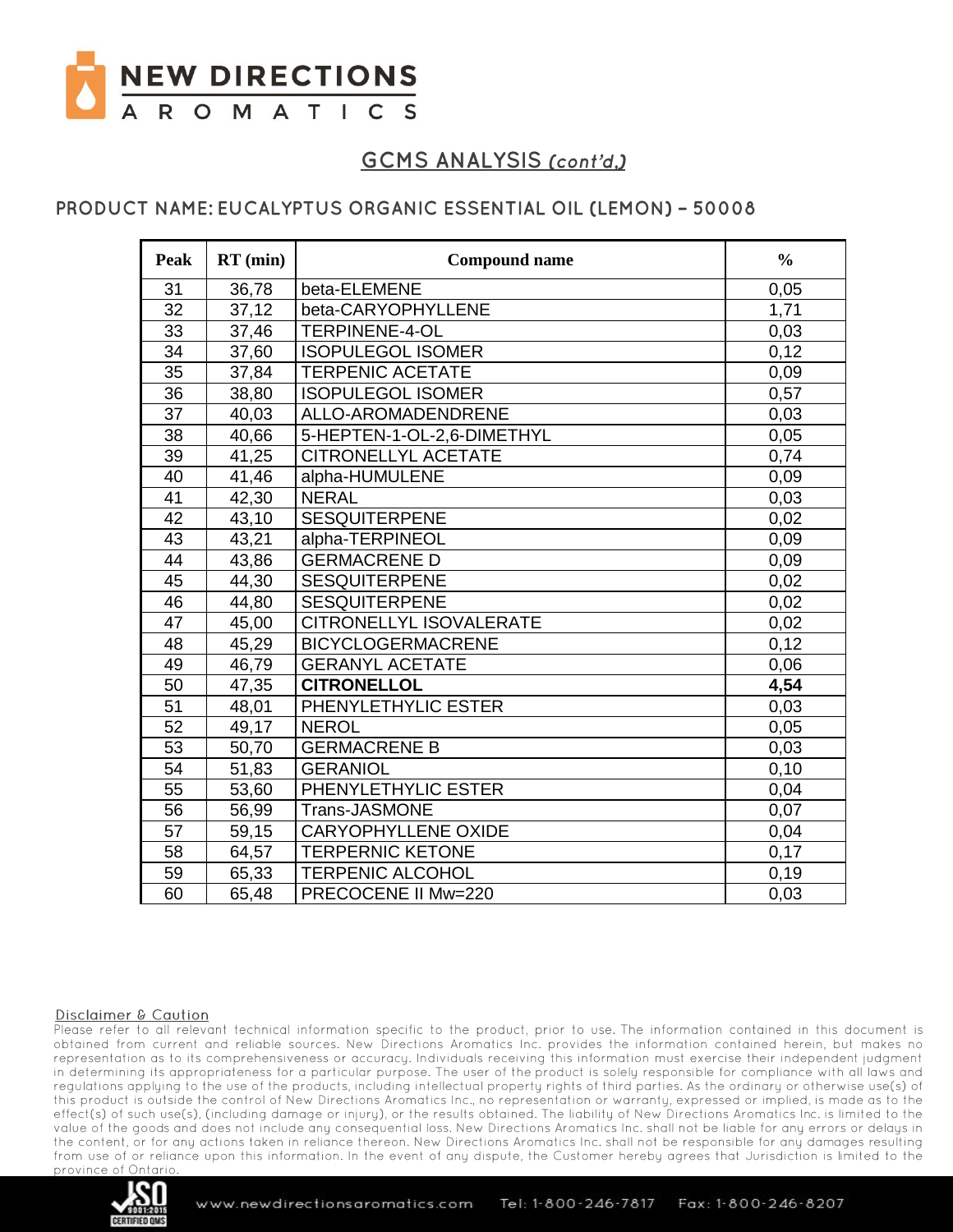## GCMS ANALYSIS *(cont'd.)*

### PRODUCT NAME: EUCALYPTUS ORGANIC ESSENTIAL OIL (LEMON) – 50008

| Peak | RT (min) | Compound name | % |
|---|---|---|---|
| 31 | 36,78 | beta-ELEMENE | 0,05 |
| 32 | 37,12 | beta-CARYOPHYLLENE | 1,71 |
| 33 | 37,46 | TERPINENE-4-OL | 0,03 |
| 34 | 37,60 | ISOPULEGOL ISOMER | 0,12 |
| 35 | 37,84 | TERPENIC ACETATE | 0,09 |
| 36 | 38,80 | ISOPULEGOL ISOMER | 0,57 |
| 37 | 40,03 | ALLO-AROMADENDRENE | 0,03 |
| 38 | 40,66 | 5-HEPTEN-1-OL-2,6-DIMETHYL | 0,05 |
| 39 | 41,25 | CITRONELLYL ACETATE | 0,74 |
| 40 | 41,46 | alpha-HUMULENE | 0,09 |
| 41 | 42,30 | NERAL | 0,03 |
| 42 | 43,10 | SESQUITERPENE | 0,02 |
| 43 | 43,21 | alpha-TERPINEOL | 0,09 |
| 44 | 43,86 | GERMACRENE D | 0,09 |
| 45 | 44,30 | SESQUITERPENE | 0,02 |
| 46 | 44,80 | SESQUITERPENE | 0,02 |
| 47 | 45,00 | CITRONELLYL ISOVALERATE | 0,02 |
| 48 | 45,29 | BICYCLOGERMACRENE | 0,12 |
| 49 | 46,79 | GERANYL ACETATE | 0,06 |
| 50 | 47,35 | **CITRONELLOL** | **4,54** |
| 51 | 48,01 | PHENYLETHYLIC ESTER | 0,03 |
| 52 | 49,17 | NEROL | 0,05 |
| 53 | 50,70 | GERMACRENE B | 0,03 |
| 54 | 51,83 | GERANIOL | 0,10 |
| 55 | 53,60 | PHENYLETHYLIC ESTER | 0,04 |
| 56 | 56,99 | Trans-JASMONE | 0,07 |
| 57 | 59,15 | CARYOPHYLLENE OXIDE | 0,04 |
| 58 | 64,57 | TERPERNIC KETONE | 0,17 |
| 59 | 65,33 | TERPENIC ALCOHOL | 0,19 |
| 60 | 65,48 | PRECOCENE II Mw=220 | 0,03 |

Disclaimer & Caution

Please refer to all relevant technical information specific to the product, prior to use. The information contained in this document is obtained from current and reliable sources. New Directions Aromatics Inc. provides the information contained herein, but makes no representation as to its comprehensiveness or accuracy. Individuals receiving this information must exercise their independent judgment in determining its appropriateness for a particular purpose. The user of the product is solely responsible for compliance with all laws and regulations applying to the use of the products, including intellectual property rights of third parties. As the ordinary or otherwise use(s) of this product is outside the control of New Directions Aromatics Inc., no representation or warranty, expressed or implied, is made as to the effect(s) of such use(s), (including damage or injury), or the results obtained. The liability of New Directions Aromatics Inc. is limited to the value of the goods and does not include any consequential loss. New Directions Aromatics Inc. shall not be liable for any errors or delays in the content, or for any actions taken in reliance thereon. New Directions Aromatics Inc. shall not be responsible for any damages resulting from use of or reliance upon this information. In the event of any dispute, the Customer hereby agrees that Jurisdiction is limited to the province of Ontario.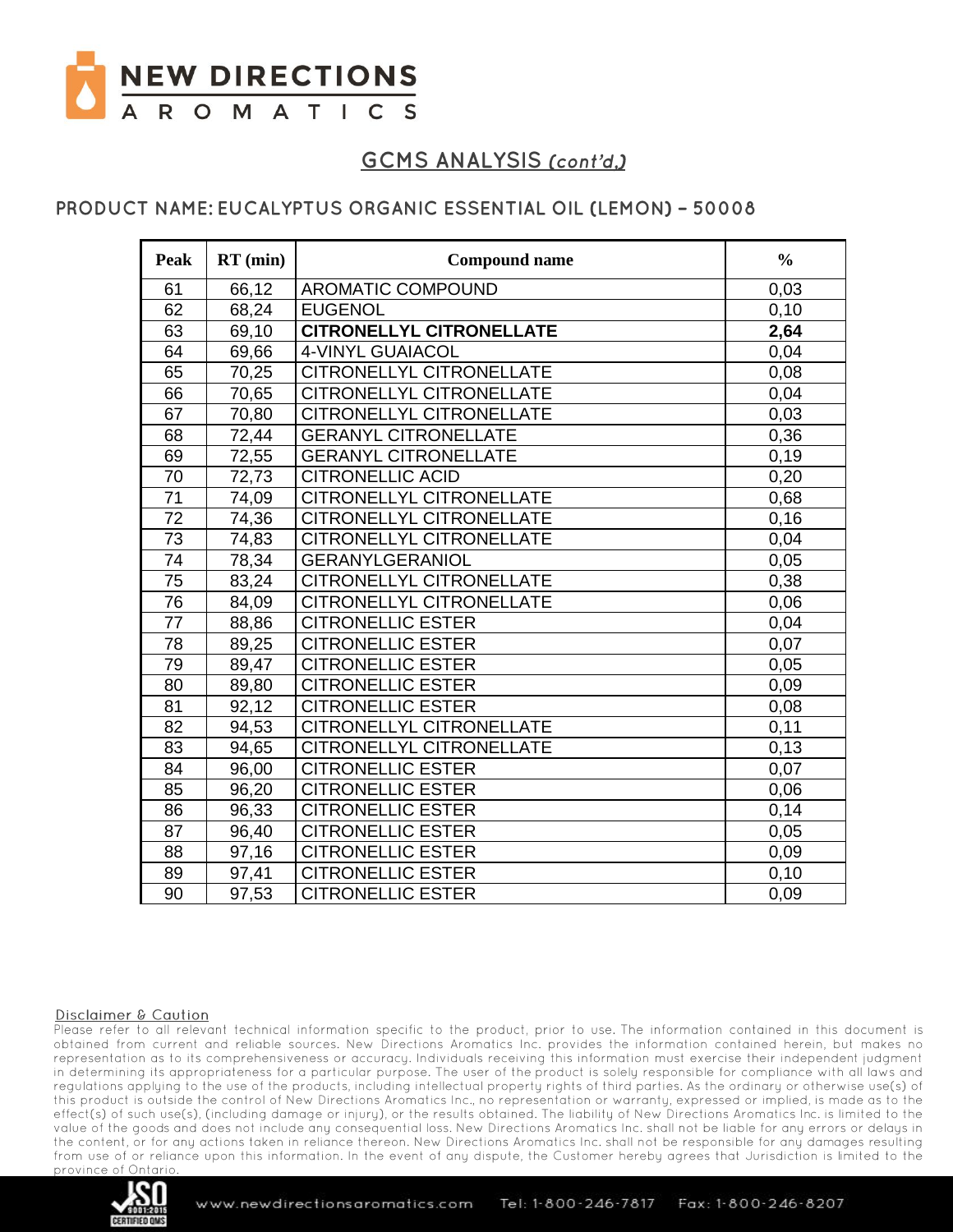## GCMS ANALYSIS *(cont'd.)*

### PRODUCT NAME: EUCALYPTUS ORGANIC ESSENTIAL OIL (LEMON) – 50008

| Peak | RT (min) | Compound name | % |
|---|---|---|---|
| 61 | 66,12 | AROMATIC COMPOUND | 0,03 |
| 62 | 68,24 | EUGENOL | 0,10 |
| 63 | 69,10 | **CITRONELLYL CITRONELLATE** | **2,64** |
| 64 | 69,66 | 4-VINYL GUAIACOL | 0,04 |
| 65 | 70,25 | CITRONELLYL CITRONELLATE | 0,08 |
| 66 | 70,65 | CITRONELLYL CITRONELLATE | 0,04 |
| 67 | 70,80 | CITRONELLYL CITRONELLATE | 0,03 |
| 68 | 72,44 | GERANYL CITRONELLATE | 0,36 |
| 69 | 72,55 | GERANYL CITRONELLATE | 0,19 |
| 70 | 72,73 | CITRONELLIC ACID | 0,20 |
| 71 | 74,09 | CITRONELLYL CITRONELLATE | 0,68 |
| 72 | 74,36 | CITRONELLYL CITRONELLATE | 0,16 |
| 73 | 74,83 | CITRONELLYL CITRONELLATE | 0,04 |
| 74 | 78,34 | GERANYLGERANIOL | 0,05 |
| 75 | 83,24 | CITRONELLYL CITRONELLATE | 0,38 |
| 76 | 84,09 | CITRONELLYL CITRONELLATE | 0,06 |
| 77 | 88,86 | CITRONELLIC ESTER | 0,04 |
| 78 | 89,25 | CITRONELLIC ESTER | 0,07 |
| 79 | 89,47 | CITRONELLIC ESTER | 0,05 |
| 80 | 89,80 | CITRONELLIC ESTER | 0,09 |
| 81 | 92,12 | CITRONELLIC ESTER | 0,08 |
| 82 | 94,53 | CITRONELLYL CITRONELLATE | 0,11 |
| 83 | 94,65 | CITRONELLYL CITRONELLATE | 0,13 |
| 84 | 96,00 | CITRONELLIC ESTER | 0,07 |
| 85 | 96,20 | CITRONELLIC ESTER | 0,06 |
| 86 | 96,33 | CITRONELLIC ESTER | 0,14 |
| 87 | 96,40 | CITRONELLIC ESTER | 0,05 |
| 88 | 97,16 | CITRONELLIC ESTER | 0,09 |
| 89 | 97,41 | CITRONELLIC ESTER | 0,10 |
| 90 | 97,53 | CITRONELLIC ESTER | 0,09 |

Disclaimer & Caution

Please refer to all relevant technical information specific to the product, prior to use. The information contained in this document is obtained from current and reliable sources. New Directions Aromatics Inc. provides the information contained herein, but makes no representation as to its comprehensiveness or accuracy. Individuals receiving this information must exercise their independent judgment in determining its appropriateness for a particular purpose. The user of the product is solely responsible for compliance with all laws and regulations applying to the use of the products, including intellectual property rights of third parties. As the ordinary or otherwise use(s) of this product is outside the control of New Directions Aromatics Inc., no representation or warranty, expressed or implied, is made as to the effect(s) of such use(s), (including damage or injury), or the results obtained. The liability of New Directions Aromatics Inc. is limited to the value of the goods and does not include any consequential loss. New Directions Aromatics Inc. shall not be liable for any errors or delays in the content, or for any actions taken in reliance thereon. New Directions Aromatics Inc. shall not be responsible for any damages resulting from use of or reliance upon this information. In the event of any dispute, the Customer hereby agrees that Jurisdiction is limited to the province of Ontario.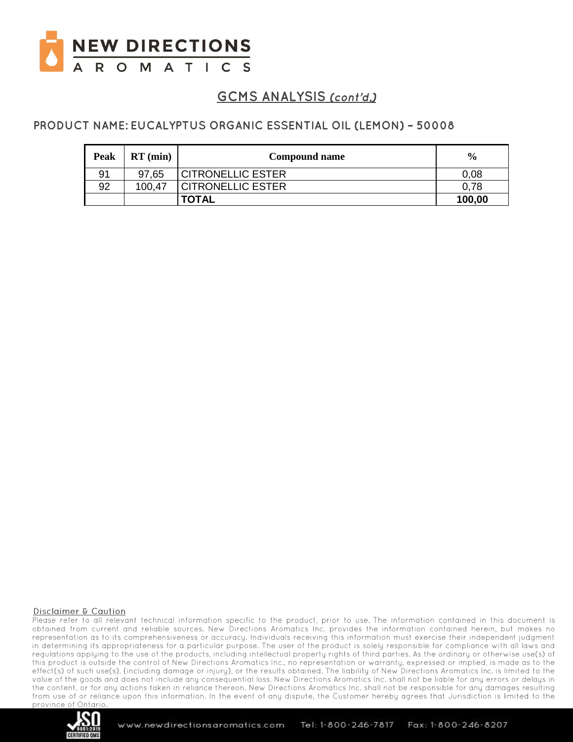## GCMS ANALYSIS *(cont'd.)*

### PRODUCT NAME: EUCALYPTUS ORGANIC ESSENTIAL OIL (LEMON) – 50008

| Peak | RT (min) | Compound name | % |
|---|---|---|---|
| 91 | 97,65 | CITRONELLIC ESTER | 0,08 |
| 92 | 100,47 | CITRONELLIC ESTER | 0,78 |
| | | **TOTAL** | **100,00** |

Disclaimer & Caution

Please refer to all relevant technical information specific to the product, prior to use. The information contained in this document is obtained from current and reliable sources. New Directions Aromatics Inc. provides the information contained herein, but makes no representation as to its comprehensiveness or accuracy. Individuals receiving this information must exercise their independent judgment in determining its appropriateness for a particular purpose. The user of the product is solely responsible for compliance with all laws and regulations applying to the use of the products, including intellectual property rights of third parties. As the ordinary or otherwise use(s) of this product is outside the control of New Directions Aromatics Inc., no representation or warranty, expressed or implied, is made as to the effect(s) of such use(s), (including damage or injury), or the results obtained. The liability of New Directions Aromatics Inc. is limited to the value of the goods and does not include any consequential loss. New Directions Aromatics Inc. shall not be liable for any errors or delays in the content, or for any actions taken in reliance thereon. New Directions Aromatics Inc. shall not be responsible for any damages resulting from use of or reliance upon this information. In the event of any dispute, the Customer hereby agrees that Jurisdiction is limited to the province of Ontario.

www.newdirectionsaromatics.com Tel: 1-800-246-7817 Fax: 1-800-246-8207